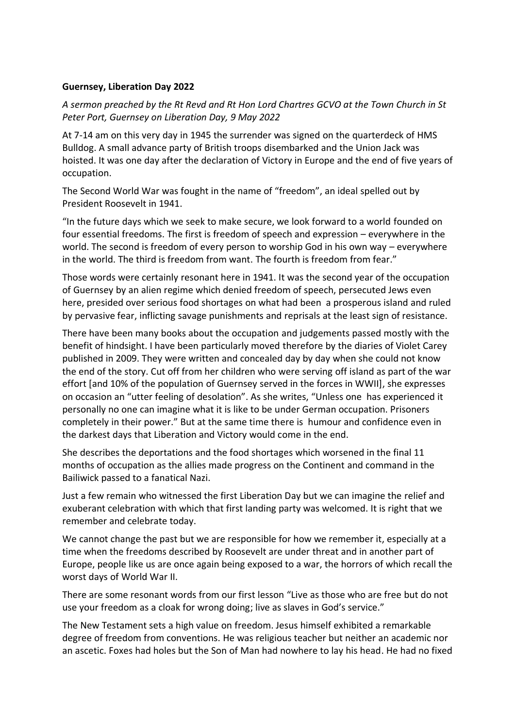**Guernsey, Liberation Day 2022**

*A sermon preached by the Rt Revd and Rt Hon Lord Chartres GCVO at the Town Church in St Peter Port, Guernsey on Liberation Day, 9 May 2022*

At 7-14 am on this very day in 1945 the surrender was signed on the quarterdeck of HMS Bulldog. A small advance party of British troops disembarked and the Union Jack was hoisted. It was one day after the declaration of Victory in Europe and the end of five years of occupation.

The Second World War was fought in the name of "freedom", an ideal spelled out by President Roosevelt in 1941.

"In the future days which we seek to make secure, we look forward to a world founded on four essential freedoms. The first is freedom of speech and expression – everywhere in the world. The second is freedom of every person to worship God in his own way – everywhere in the world. The third is freedom from want. The fourth is freedom from fear."

Those words were certainly resonant here in 1941. It was the second year of the occupation of Guernsey by an alien regime which denied freedom of speech, persecuted Jews even here, presided over serious food shortages on what had been a prosperous island and ruled by pervasive fear, inflicting savage punishments and reprisals at the least sign of resistance.

There have been many books about the occupation and judgements passed mostly with the benefit of hindsight. I have been particularly moved therefore by the diaries of Violet Carey published in 2009. They were written and concealed day by day when she could not know the end of the story. Cut off from her children who were serving off island as part of the war effort [and 10% of the population of Guernsey served in the forces in WWII], she expresses on occasion an "utter feeling of desolation". As she writes, "Unless one has experienced it personally no one can imagine what it is like to be under German occupation. Prisoners completely in their power." But at the same time there is humour and confidence even in the darkest days that Liberation and Victory would come in the end.

She describes the deportations and the food shortages which worsened in the final 11 months of occupation as the allies made progress on the Continent and command in the Bailiwick passed to a fanatical Nazi.

Just a few remain who witnessed the first Liberation Day but we can imagine the relief and exuberant celebration with which that first landing party was welcomed. It is right that we remember and celebrate today.

We cannot change the past but we are responsible for how we remember it, especially at a time when the freedoms described by Roosevelt are under threat and in another part of Europe, people like us are once again being exposed to a war, the horrors of which recall the worst days of World War II.

There are some resonant words from our first lesson "Live as those who are free but do not use your freedom as a cloak for wrong doing; live as slaves in God's service."

The New Testament sets a high value on freedom. Jesus himself exhibited a remarkable degree of freedom from conventions. He was religious teacher but neither an academic nor an ascetic. Foxes had holes but the Son of Man had nowhere to lay his head. He had no fixed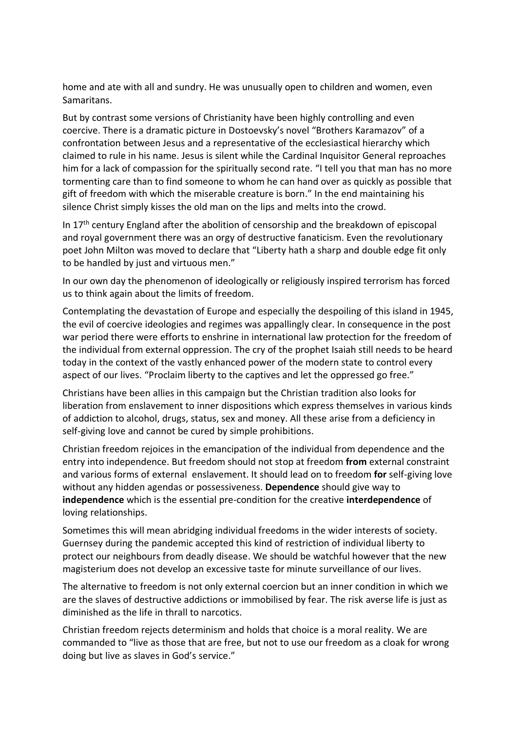home and ate with all and sundry. He was unusually open to children and women, even Samaritans.

But by contrast some versions of Christianity have been highly controlling and even coercive. There is a dramatic picture in Dostoevsky's novel "Brothers Karamazov" of a confrontation between Jesus and a representative of the ecclesiastical hierarchy which claimed to rule in his name. Jesus is silent while the Cardinal Inquisitor General reproaches him for a lack of compassion for the spiritually second rate. "I tell you that man has no more tormenting care than to find someone to whom he can hand over as quickly as possible that gift of freedom with which the miserable creature is born." In the end maintaining his silence Christ simply kisses the old man on the lips and melts into the crowd.

In 17th century England after the abolition of censorship and the breakdown of episcopal and royal government there was an orgy of destructive fanaticism. Even the revolutionary poet John Milton was moved to declare that "Liberty hath a sharp and double edge fit only to be handled by just and virtuous men."

In our own day the phenomenon of ideologically or religiously inspired terrorism has forced us to think again about the limits of freedom.

Contemplating the devastation of Europe and especially the despoiling of this island in 1945, the evil of coercive ideologies and regimes was appallingly clear. In consequence in the post war period there were efforts to enshrine in international law protection for the freedom of the individual from external oppression. The cry of the prophet Isaiah still needs to be heard today in the context of the vastly enhanced power of the modern state to control every aspect of our lives. "Proclaim liberty to the captives and let the oppressed go free."

Christians have been allies in this campaign but the Christian tradition also looks for liberation from enslavement to inner dispositions which express themselves in various kinds of addiction to alcohol, drugs, status, sex and money. All these arise from a deficiency in self-giving love and cannot be cured by simple prohibitions.

Christian freedom rejoices in the emancipation of the individual from dependence and the entry into independence. But freedom should not stop at freedom **from** external constraint and various forms of external enslavement. It should lead on to freedom **for** self-giving love without any hidden agendas or possessiveness. **Dependence** should give way to **independence** which is the essential pre-condition for the creative **interdependence** of loving relationships.

Sometimes this will mean abridging individual freedoms in the wider interests of society. Guernsey during the pandemic accepted this kind of restriction of individual liberty to protect our neighbours from deadly disease. We should be watchful however that the new magisterium does not develop an excessive taste for minute surveillance of our lives.

The alternative to freedom is not only external coercion but an inner condition in which we are the slaves of destructive addictions or immobilised by fear. The risk averse life is just as diminished as the life in thrall to narcotics.

Christian freedom rejects determinism and holds that choice is a moral reality. We are commanded to "live as those that are free, but not to use our freedom as a cloak for wrong doing but live as slaves in God's service."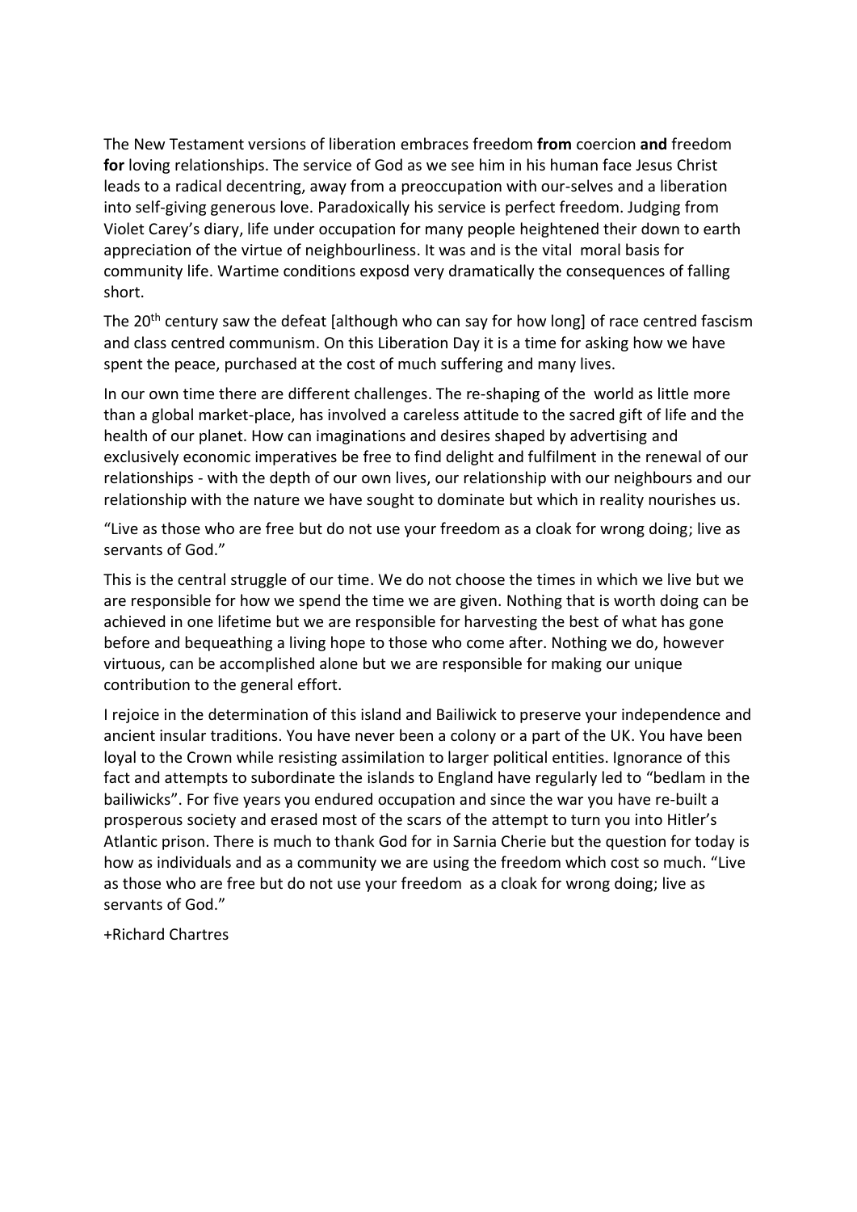The New Testament versions of liberation embraces freedom **from** coercion **and** freedom **for** loving relationships. The service of God as we see him in his human face Jesus Christ leads to a radical decentring, away from a preoccupation with our-selves and a liberation into self-giving generous love. Paradoxically his service is perfect freedom. Judging from Violet Carey's diary, life under occupation for many people heightened their down to earth appreciation of the virtue of neighbourliness. It was and is the vital moral basis for community life. Wartime conditions exposd very dramatically the consequences of falling short.

The 20th century saw the defeat [although who can say for how long] of race centred fascism and class centred communism. On this Liberation Day it is a time for asking how we have spent the peace, purchased at the cost of much suffering and many lives.

In our own time there are different challenges. The re-shaping of the world as little more than a global market-place, has involved a careless attitude to the sacred gift of life and the health of our planet. How can imaginations and desires shaped by advertising and exclusively economic imperatives be free to find delight and fulfilment in the renewal of our relationships - with the depth of our own lives, our relationship with our neighbours and our relationship with the nature we have sought to dominate but which in reality nourishes us.

"Live as those who are free but do not use your freedom as a cloak for wrong doing; live as servants of God."

This is the central struggle of our time. We do not choose the times in which we live but we are responsible for how we spend the time we are given. Nothing that is worth doing can be achieved in one lifetime but we are responsible for harvesting the best of what has gone before and bequeathing a living hope to those who come after. Nothing we do, however virtuous, can be accomplished alone but we are responsible for making our unique contribution to the general effort.

I rejoice in the determination of this island and Bailiwick to preserve your independence and ancient insular traditions. You have never been a colony or a part of the UK. You have been loyal to the Crown while resisting assimilation to larger political entities. Ignorance of this fact and attempts to subordinate the islands to England have regularly led to "bedlam in the bailiwicks". For five years you endured occupation and since the war you have re-built a prosperous society and erased most of the scars of the attempt to turn you into Hitler's Atlantic prison. There is much to thank God for in Sarnia Cherie but the question for today is how as individuals and as a community we are using the freedom which cost so much. "Live as those who are free but do not use your freedom as a cloak for wrong doing; live as servants of God."

+Richard Chartres